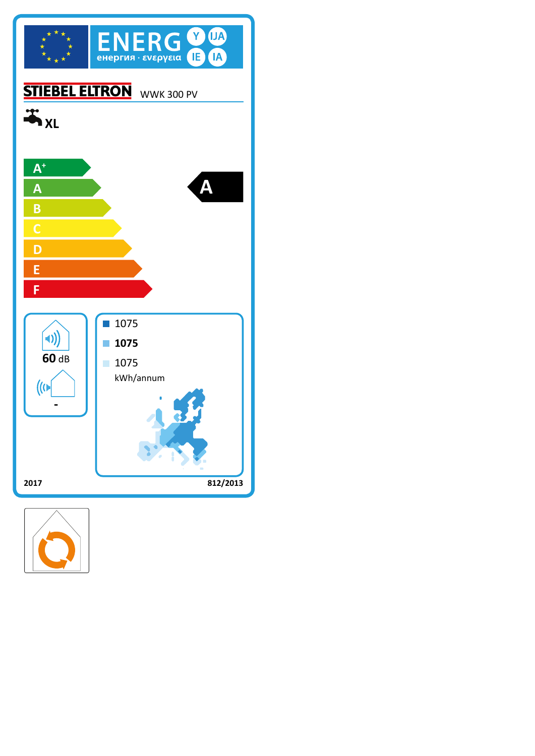ENERG Y IJA IE IA

енергия · ενεργεια

STIEBEL ELTRON WWK 300 PV

XL

- $A^+$
- A
- B
- C
- D
- E
- F

**A**

60 dB

-

1075

**1075**

1075

kWh/annum

2017

812/2013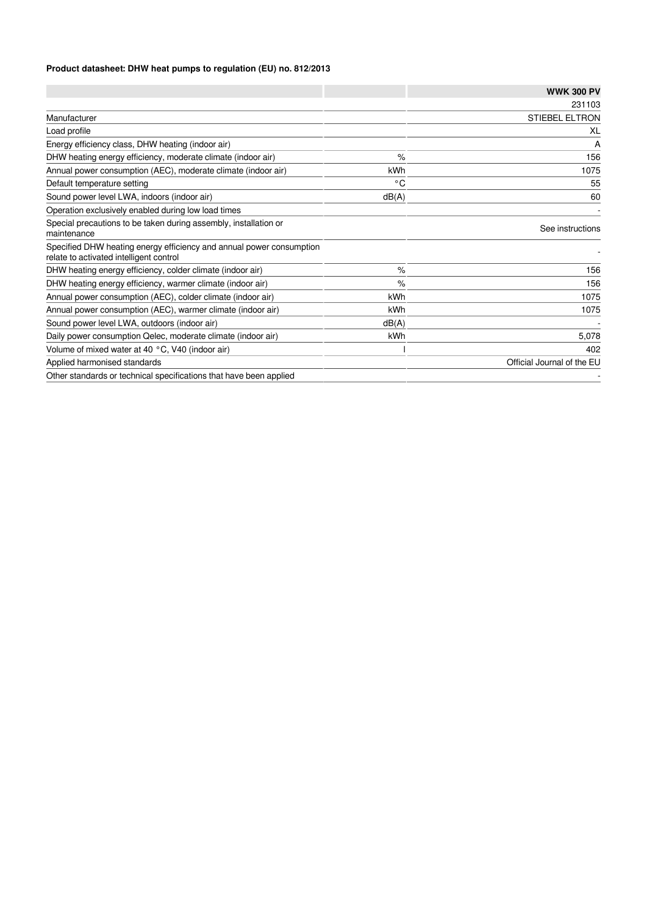**Product datasheet: DHW heat pumps to regulation (EU) no. 812/2013**

| | | WWK 300 PV |
|---|---|---|
| | | 231103 |
| Manufacturer | | STIEBEL ELTRON |
| Load profile | | XL |
| Energy efficiency class, DHW heating (indoor air) | | A |
| DHW heating energy efficiency, moderate climate (indoor air) | % | 156 |
| Annual power consumption (AEC), moderate climate (indoor air) | kWh | 1075 |
| Default temperature setting | °C | 55 |
| Sound power level LWA, indoors (indoor air) | dB(A) | 60 |
| Operation exclusively enabled during low load times | | - |
| Special precautions to be taken during assembly, installation or maintenance | | See instructions |
| Specified DHW heating energy efficiency and annual power consumption relate to activated intelligent control | | - |
| DHW heating energy efficiency, colder climate (indoor air) | % | 156 |
| DHW heating energy efficiency, warmer climate (indoor air) | % | 156 |
| Annual power consumption (AEC), colder climate (indoor air) | kWh | 1075 |
| Annual power consumption (AEC), warmer climate (indoor air) | kWh | 1075 |
| Sound power level LWA, outdoors (indoor air) | dB(A) | - |
| Daily power consumption Qelec, moderate climate (indoor air) | kWh | 5,078 |
| Volume of mixed water at 40 °C, V40 (indoor air) | l | 402 |
| Applied harmonised standards | | Official Journal of the EU |
| Other standards or technical specifications that have been applied | | - |